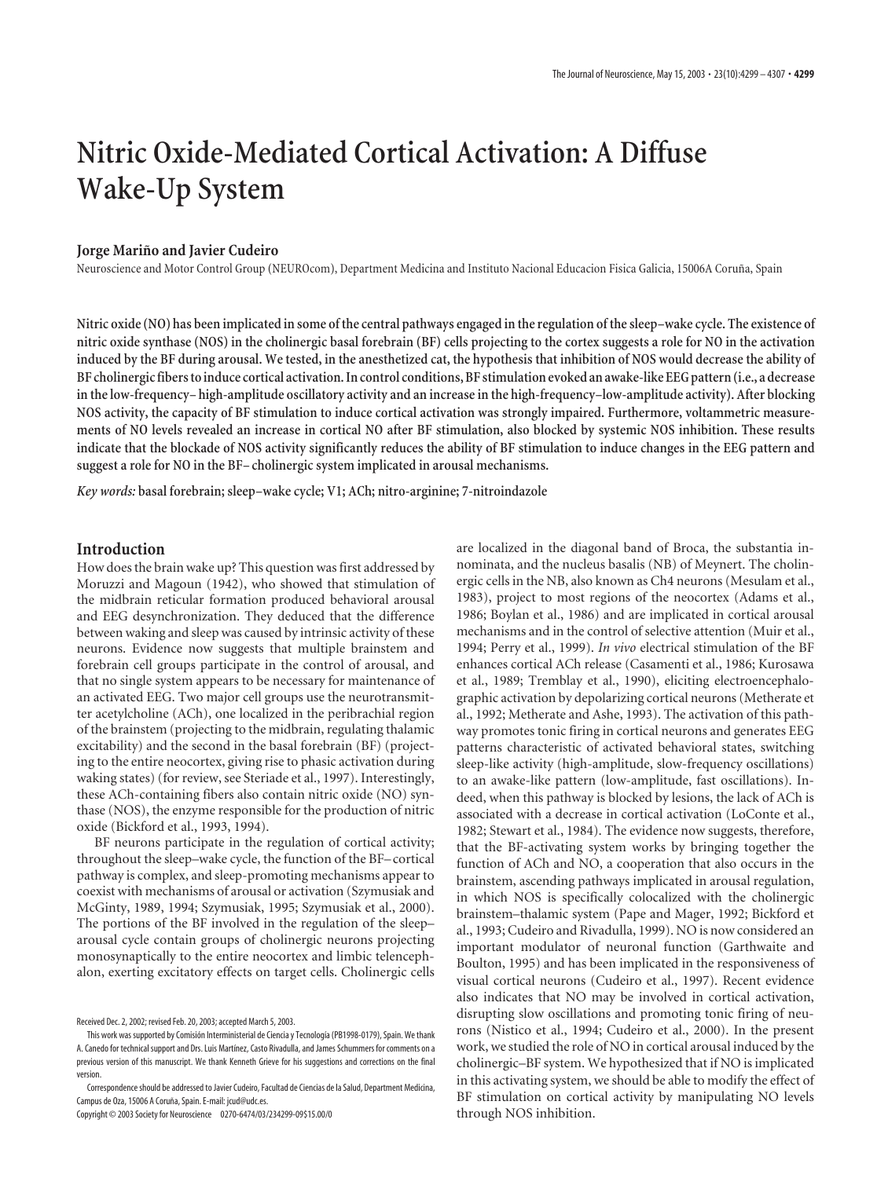# Nitric Oxide-Mediated Cortical Activation: A Diffuse Wake-Up System

**Jorge Mariño and Javier Cudeiro**

Neuroscience and Motor Control Group (NEUROcom), Department Medicina and Instituto Nacional Educacion Fisica Galicia, 15006A Coruña, Spain

**Nitric oxide (NO) has been implicated in some of the central pathways engaged in the regulation of the sleep–wake cycle. The existence of nitric oxide synthase (NOS) in the cholinergic basal forebrain (BF) cells projecting to the cortex suggests a role for NO in the activation induced by the BF during arousal. We tested, in the anesthetized cat, the hypothesis that inhibition of NOS would decrease the ability of BF cholinergic fibers to induce cortical activation. In control conditions, BF stimulation evoked an awake-like EEG pattern (i.e., a decrease in the low-frequency– high-amplitude oscillatory activity and an increase in the high-frequency–low-amplitude activity). After blocking NOS activity, the capacity of BF stimulation to induce cortical activation was strongly impaired. Furthermore, voltammetric measurements of NO levels revealed an increase in cortical NO after BF stimulation, also blocked by systemic NOS inhibition. These results indicate that the blockade of NOS activity significantly reduces the ability of BF stimulation to induce changes in the EEG pattern and suggest a role for NO in the BF– cholinergic system implicated in arousal mechanisms.**

*Key words:* **basal forebrain; sleep–wake cycle; V1; ACh; nitro-arginine; 7-nitroindazole**

## Introduction

How does the brain wake up? This question was first addressed by Moruzzi and Magoun (1942), who showed that stimulation of the midbrain reticular formation produced behavioral arousal and EEG desynchronization. They deduced that the difference between waking and sleep was caused by intrinsic activity of these neurons. Evidence now suggests that multiple brainstem and forebrain cell groups participate in the control of arousal, and that no single system appears to be necessary for maintenance of an activated EEG. Two major cell groups use the neurotransmitter acetylcholine (ACh), one localized in the peribrachial region of the brainstem (projecting to the midbrain, regulating thalamic excitability) and the second in the basal forebrain (BF) (projecting to the entire neocortex, giving rise to phasic activation during waking states) (for review, see Steriade et al., 1997). Interestingly, these ACh-containing fibers also contain nitric oxide (NO) synthase (NOS), the enzyme responsible for the production of nitric oxide (Bickford et al., 1993, 1994).

BF neurons participate in the regulation of cortical activity; throughout the sleep–wake cycle, the function of the BF–cortical pathway is complex, and sleep-promoting mechanisms appear to coexist with mechanisms of arousal or activation (Szymusiak and McGinty, 1989, 1994; Szymusiak, 1995; Szymusiak et al., 2000). The portions of the BF involved in the regulation of the sleep–arousal cycle contain groups of cholinergic neurons projecting monosynaptically to the entire neocortex and limbic telencephalon, exerting excitatory effects on target cells. Cholinergic cells are localized in the diagonal band of Broca, the substantia innominata, and the nucleus basalis (NB) of Meynert. The cholinergic cells in the NB, also known as Ch4 neurons (Mesulam et al., 1983), project to most regions of the neocortex (Adams et al., 1986; Boylan et al., 1986) and are implicated in cortical arousal mechanisms and in the control of selective attention (Muir et al., 1994; Perry et al., 1999). *In vivo* electrical stimulation of the BF enhances cortical ACh release (Casamenti et al., 1986; Kurosawa et al., 1989; Tremblay et al., 1990), eliciting electroencephalographic activation by depolarizing cortical neurons (Metherate et al., 1992; Metherate and Ashe, 1993). The activation of this pathway promotes tonic firing in cortical neurons and generates EEG patterns characteristic of activated behavioral states, switching sleep-like activity (high-amplitude, slow-frequency oscillations) to an awake-like pattern (low-amplitude, fast oscillations). Indeed, when this pathway is blocked by lesions, the lack of ACh is associated with a decrease in cortical activation (LoConte et al., 1982; Stewart et al., 1984). The evidence now suggests, therefore, that the BF-activating system works by bringing together the function of ACh and NO, a cooperation that also occurs in the brainstem, ascending pathways implicated in arousal regulation, in which NOS is specifically colocalized with the cholinergic brainstem–thalamic system (Pape and Mager, 1992; Bickford et al., 1993; Cudeiro and Rivadulla, 1999). NO is now considered an important modulator of neuronal function (Garthwaite and Boulton, 1995) and has been implicated in the responsiveness of visual cortical neurons (Cudeiro et al., 1997). Recent evidence also indicates that NO may be involved in cortical activation, disrupting slow oscillations and promoting tonic firing of neurons (Nistico et al., 1994; Cudeiro et al., 2000). In the present work, we studied the role of NO in cortical arousal induced by the cholinergic–BF system. We hypothesized that if NO is implicated in this activating system, we should be able to modify the effect of BF stimulation on cortical activity by manipulating NO levels through NOS inhibition.

Received Dec. 2, 2002; revised Feb. 20, 2003; accepted March 5, 2003.

This work was supported by Comisión Interministerial de Ciencia y Tecnología (PB1998-0179), Spain. We thank A. Canedo for technical support and Drs. Luis Martínez, Casto Rivadulla, and James Schummers for comments on a previous version of this manuscript. We thank Kenneth Grieve for his suggestions and corrections on the final version.

Correspondence should be addressed to Javier Cudeiro, Facultad de Ciencias de la Salud, Department Medicina, Campus de Oza, 15006 A Coruña, Spain. E-mail: jcud@udc.es.

Copyright © 2003 Society for Neuroscience 0270-6474/03/234299-09$15.00/0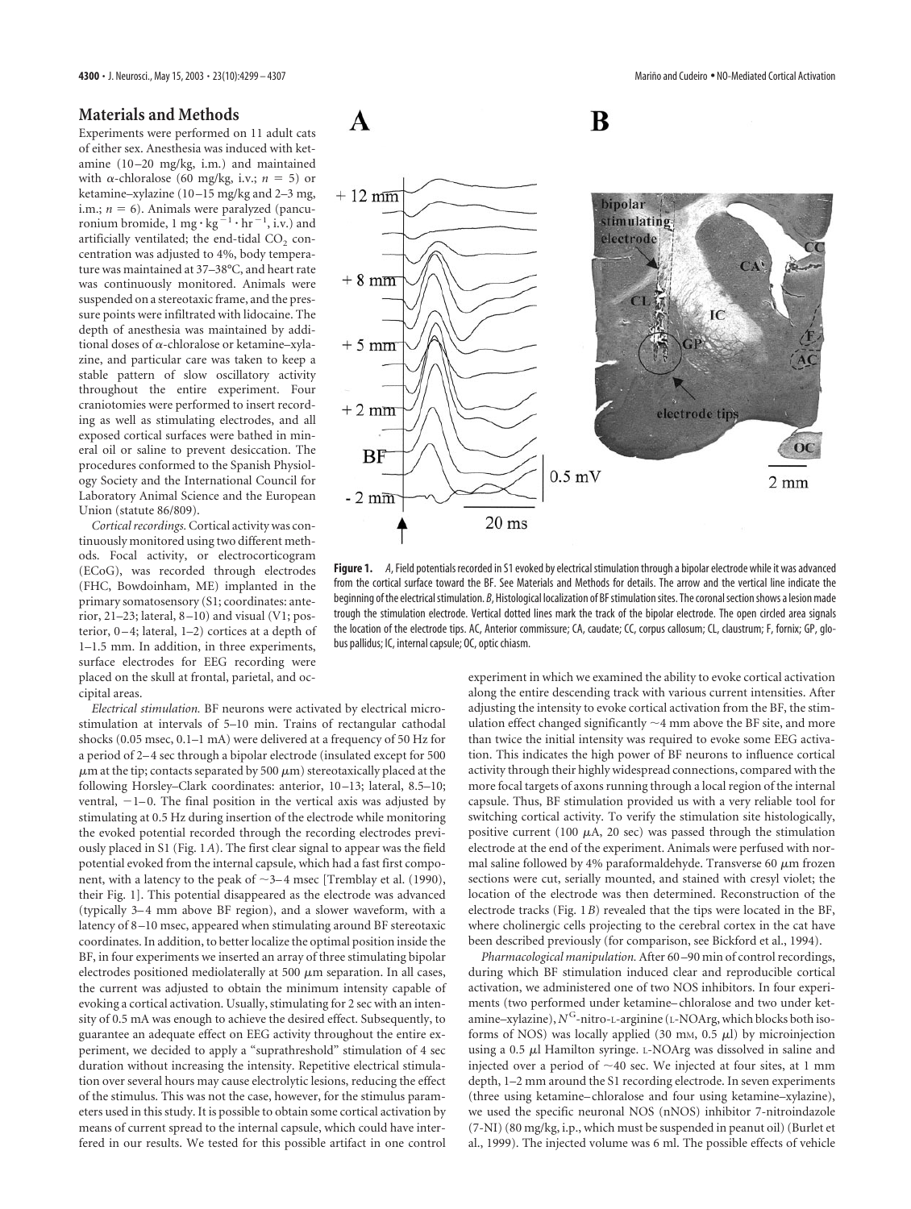## Materials and Methods

Experiments were performed on 11 adult cats of either sex. Anesthesia was induced with ketamine (10–20 mg/kg, i.m.) and maintained with α-chloralose (60 mg/kg, i.v.; $n = 5$) or ketamine–xylazine (10–15 mg/kg and 2–3 mg, i.m.; $n = 6$). Animals were paralyzed (pancuronium bromide, 1 mg · kg$^{-1}$ · hr$^{-1}$, i.v.) and artificially ventilated; the end-tidal $CO_2$ concentration was adjusted to 4%, body temperature was maintained at 37–38°C, and heart rate was continuously monitored. Animals were suspended on a stereotaxic frame, and the pressure points were infiltrated with lidocaine. The depth of anesthesia was maintained by additional doses of α-chloralose or ketamine–xylazine, and particular care was taken to keep a stable pattern of slow oscillatory activity throughout the entire experiment. Four craniotomies were performed to insert recording as well as stimulating electrodes, and all exposed cortical surfaces were bathed in mineral oil or saline to prevent desiccation. The procedures conformed to the Spanish Physiology Society and the International Council for Laboratory Animal Science and the European Union (statute 86/809).

*Cortical recordings.* Cortical activity was continuously monitored using two different methods. Focal activity, or electrocorticogram (ECoG), was recorded through electrodes (FHC, Bowdoinham, ME) implanted in the primary somatosensory (S1; coordinates: anterior, 21–23; lateral, 8–10) and visual (V1; posterior, 0–4; lateral, 1–2) cortices at a depth of 1–1.5 mm. In addition, in three experiments, surface electrodes for EEG recording were placed on the skull at frontal, parietal, and occipital areas.

*Electrical stimulation.* BF neurons were activated by electrical microstimulation at intervals of 5–10 min. Trains of rectangular cathodal shocks (0.05 msec, 0.1–1 mA) were delivered at a frequency of 50 Hz for a period of 2–4 sec through a bipolar electrode (insulated except for 500 μm at the tip; contacts separated by 500 μm) stereotaxically placed at the following Horsley–Clark coordinates: anterior, 10–13; lateral, 8.5–10; ventral, −1–0. The final position in the vertical axis was adjusted by stimulating at 0.5 Hz during insertion of the electrode while monitoring the evoked potential recorded through the recording electrodes previously placed in S1 (Fig. 1*A*). The first clear signal to appear was the field potential evoked from the internal capsule, which had a fast first component, with a latency to the peak of ~3–4 msec [Tremblay et al. (1990), their Fig. 1]. This potential disappeared as the electrode was advanced (typically 3–4 mm above BF region), and a slower waveform, with a latency of 8–10 msec, appeared when stimulating around BF stereotaxic coordinates. In addition, to better localize the optimal position inside the BF, in four experiments we inserted an array of three stimulating bipolar electrodes positioned mediolaterally at 500 μm separation. In all cases, the current was adjusted to obtain the minimum intensity capable of evoking a cortical activation. Usually, stimulating for 2 sec with an intensity of 0.5 mA was enough to achieve the desired effect. Subsequently, to guarantee an adequate effect on EEG activity throughout the entire experiment, we decided to apply a "suprathreshold" stimulation of 4 sec duration without increasing the intensity. Repetitive electrical stimulation over several hours may cause electrolytic lesions, reducing the effect of the stimulus. This was not the case, however, for the stimulus parameters used in this study. It is possible to obtain some cortical activation by means of current spread to the internal capsule, which could have interfered in our results. We tested for this possible artifact in one control experiment in which we examined the ability to evoke cortical activation along the entire descending track with various current intensities. After adjusting the intensity to evoke cortical activation from the BF, the stimulation effect changed significantly ~4 mm above the BF site, and more than twice the initial intensity was required to evoke some EEG activation. This indicates the high power of BF neurons to influence cortical activity through their highly widespread connections, compared with the more focal targets of axons running through a local region of the internal capsule. Thus, BF stimulation provided us with a very reliable tool for switching cortical activity. To verify the stimulation site histologically, positive current (100 μA, 20 sec) was passed through the stimulation electrode at the end of the experiment. Animals were perfused with normal saline followed by 4% paraformaldehyde. Transverse 60 μm frozen sections were cut, serially mounted, and stained with cresyl violet; the location of the electrode was then determined. Reconstruction of the electrode tracks (Fig. 1*B*) revealed that the tips were located in the BF, where cholinergic cells projecting to the cerebral cortex in the cat have been described previously (for comparison, see Bickford et al., 1994).

**Figure 1.** *A*, Field potentials recorded in S1 evoked by electrical stimulation through a bipolar electrode while it was advanced from the cortical surface toward the BF. See Materials and Methods for details. The arrow and the vertical line indicate the beginning of the electrical stimulation. *B*, Histological localization of BF stimulation sites. The coronal section shows a lesion made trough the stimulation electrode. Vertical dotted lines mark the track of the bipolar electrode. The open circled area signals the location of the electrode tips. AC, Anterior commissure; CA, caudate; CC, corpus callosum; CL, claustrum; F, fornix; GP, globus pallidus; IC, internal capsule; OC, optic chiasm.

*Pharmacological manipulation.* After 60–90 min of control recordings, during which BF stimulation induced clear and reproducible cortical activation, we administered one of two NOS inhibitors. In four experiments (two performed under ketamine–chloralose and two under ketamine–xylazine), $N^G$-nitro-L-arginine (L-NOArg, which blocks both isoforms of NOS) was locally applied (30 mM, 0.5 μl) by microinjection using a 0.5 μl Hamilton syringe. L-NOArg was dissolved in saline and injected over a period of ~40 sec. We injected at four sites, at 1 mm depth, 1–2 mm around the S1 recording electrode. In seven experiments (three using ketamine–chloralose and four using ketamine–xylazine), we used the specific neuronal NOS (nNOS) inhibitor 7-nitroindazole (7-NI) (80 mg/kg, i.p., which must be suspended in peanut oil) (Burlet et al., 1999). The injected volume was 6 ml. The possible effects of vehicle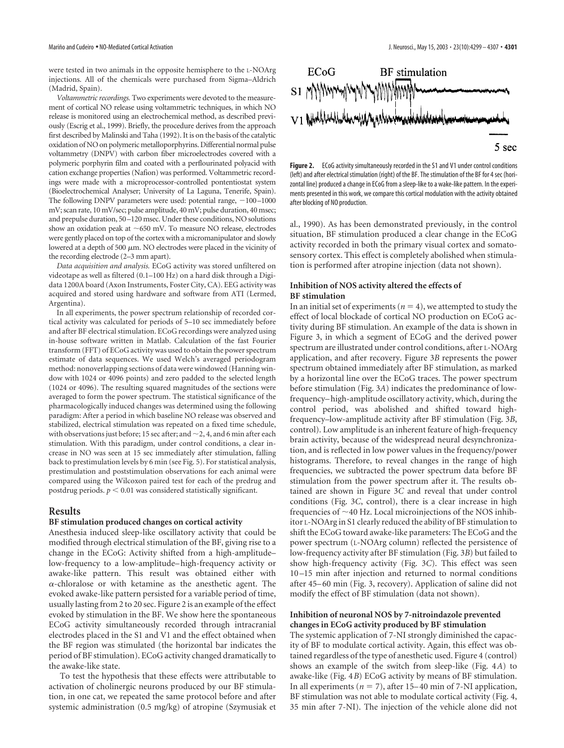were tested in two animals in the opposite hemisphere to the L-NOArg injections. All of the chemicals were purchased from Sigma–Aldrich (Madrid, Spain).

*Voltammetric recordings.* Two experiments were devoted to the measurement of cortical NO release using voltammetric techniques, in which NO release is monitored using an electrochemical method, as described previously (Escrig et al., 1999). Briefly, the procedure derives from the approach first described by Malinski and Taha (1992). It is on the basis of the catalytic oxidation of NO on polymeric metalloporphyrins. Differential normal pulse voltammetry (DNPV) with carbon fiber microelectrodes covered with a polymeric porphyrin film and coated with a perflourinated polyacid with cation exchange properties (Nafion) was performed. Voltammetric recordings were made with a microprocessor-controlled pontentiostat system (Bioelectrochemical Analyser; University of La Laguna, Tenerife, Spain). The following DNPV parameters were used: potential range, −100–1000 mV; scan rate, 10 mV/sec; pulse amplitude, 40 mV; pulse duration, 40 msec; and prepulse duration, 50–120 msec. Under these conditions, NO solutions show an oxidation peak at ~650 mV. To measure NO release, electrodes were gently placed on top of the cortex with a micromanipulator and slowly lowered at a depth of 500 μm. NO electrodes were placed in the vicinity of the recording electrode (2–3 mm apart).

*Data acquisition and analysis.* ECoG activity was stored unfiltered on videotape as well as filtered (0.1–100 Hz) on a hard disk through a Digidata 1200A board (Axon Instruments, Foster City, CA). EEG activity was acquired and stored using hardware and software from ATI (Lermed, Argentina).

In all experiments, the power spectrum relationship of recorded cortical activity was calculated for periods of 5–10 sec immediately before and after BF electrical stimulation. ECoG recordings were analyzed using in-house software written in Matlab. Calculation of the fast Fourier transform (FFT) of ECoG activity was used to obtain the power spectrum estimate of data sequences. We used Welch's averaged periodogram method: nonoverlapping sections of data were windowed (Hanning window with 1024 or 4096 points) and zero padded to the selected length (1024 or 4096). The resulting squared magnitudes of the sections were averaged to form the power spectrum. The statistical significance of the pharmacologically induced changes was determined using the following paradigm: After a period in which baseline NO release was observed and stabilized, electrical stimulation was repeated on a fixed time schedule, with observations just before; 15 sec after; and ~2, 4, and 6 min after each stimulation. With this paradigm, under control conditions, a clear increase in NO was seen at 15 sec immediately after stimulation, falling back to prestimulation levels by 6 min (see Fig. 5). For statistical analysis, prestimulation and poststimulation observations for each animal were compared using the Wilcoxon paired test for each of the predrug and postdrug periods. $p < 0.01$ was considered statistically significant.

## Results

### BF stimulation produced changes on cortical activity

Anesthesia induced sleep-like oscillatory activity that could be modified through electrical stimulation of the BF, giving rise to a change in the ECoG: Activity shifted from a high-amplitude–low-frequency to a low-amplitude–high-frequency activity or awake-like pattern. This result was obtained either with α-chloralose or with ketamine as the anesthetic agent. The evoked awake-like pattern persisted for a variable period of time, usually lasting from 2 to 20 sec. Figure 2 is an example of the effect evoked by stimulation in the BF. We show here the spontaneous ECoG activity simultaneously recorded through intracranial electrodes placed in the S1 and V1 and the effect obtained when the BF region was stimulated (the horizontal bar indicates the period of BF stimulation). ECoG activity changed dramatically to the awake-like state.

To test the hypothesis that these effects were attributable to activation of cholinergic neurons produced by our BF stimulation, in one cat, we repeated the same protocol before and after systemic administration (0.5 mg/kg) of atropine (Szymusiak et al., 1990). As has been demonstrated previously, in the control situation, BF stimulation produced a clear change in the ECoG activity recorded in both the primary visual cortex and somatosensory cortex. This effect is completely abolished when stimulation is performed after atropine injection (data not shown).

**Figure 2.** ECoG activity simultaneously recorded in the S1 and V1 under control conditions (left) and after electrical stimulation (right) of the BF. The stimulation of the BF for 4 sec (horizontal line) produced a change in ECoG from a sleep-like to a wake-like pattern. In the experiments presented in this work, we compare this cortical modulation with the activity obtained after blocking of NO production.

### Inhibition of NOS activity altered the effects of BF stimulation

In an initial set of experiments ($n = 4$), we attempted to study the effect of local blockade of cortical NO production on ECoG activity during BF stimulation. An example of the data is shown in Figure 3, in which a segment of ECoG and the derived power spectrum are illustrated under control conditions, after L-NOArg application, and after recovery. Figure 3*B* represents the power spectrum obtained immediately after BF stimulation, as marked by a horizontal line over the ECoG traces. The power spectrum before stimulation (Fig. 3*A*) indicates the predominance of low-frequency–high-amplitude oscillatory activity, which, during the control period, was abolished and shifted toward high-frequency–low-amplitude activity after BF stimulation (Fig. 3*B*, control). Low amplitude is an inherent feature of high-frequency brain activity, because of the widespread neural desynchronization, and is reflected in low power values in the frequency/power histograms. Therefore, to reveal changes in the range of high frequencies, we subtracted the power spectrum data before BF stimulation from the power spectrum after it. The results obtained are shown in Figure 3*C* and reveal that under control conditions (Fig. 3*C*, control), there is a clear increase in high frequencies of ~40 Hz. Local microinjections of the NOS inhibitor L-NOArg in S1 clearly reduced the ability of BF stimulation to shift the ECoG toward awake-like parameters: The ECoG and the power spectrum (L-NOArg column) reflected the persistence of low-frequency activity after BF stimulation (Fig. 3*B*) but failed to show high-frequency activity (Fig. 3*C*). This effect was seen 10–15 min after injection and returned to normal conditions after 45–60 min (Fig. 3, recovery). Application of saline did not modify the effect of BF stimulation (data not shown).

### Inhibition of neuronal NOS by 7-nitroindazole prevented changes in ECoG activity produced by BF stimulation

The systemic application of 7-NI strongly diminished the capacity of BF to modulate cortical activity. Again, this effect was obtained regardless of the type of anesthetic used. Figure 4 (control) shows an example of the switch from sleep-like (Fig. 4*A*) to awake-like (Fig. 4*B*) ECoG activity by means of BF stimulation. In all experiments ($n = 7$), after 15–40 min of 7-NI application, BF stimulation was not able to modulate cortical activity (Fig. 4, 35 min after 7-NI). The injection of the vehicle alone did not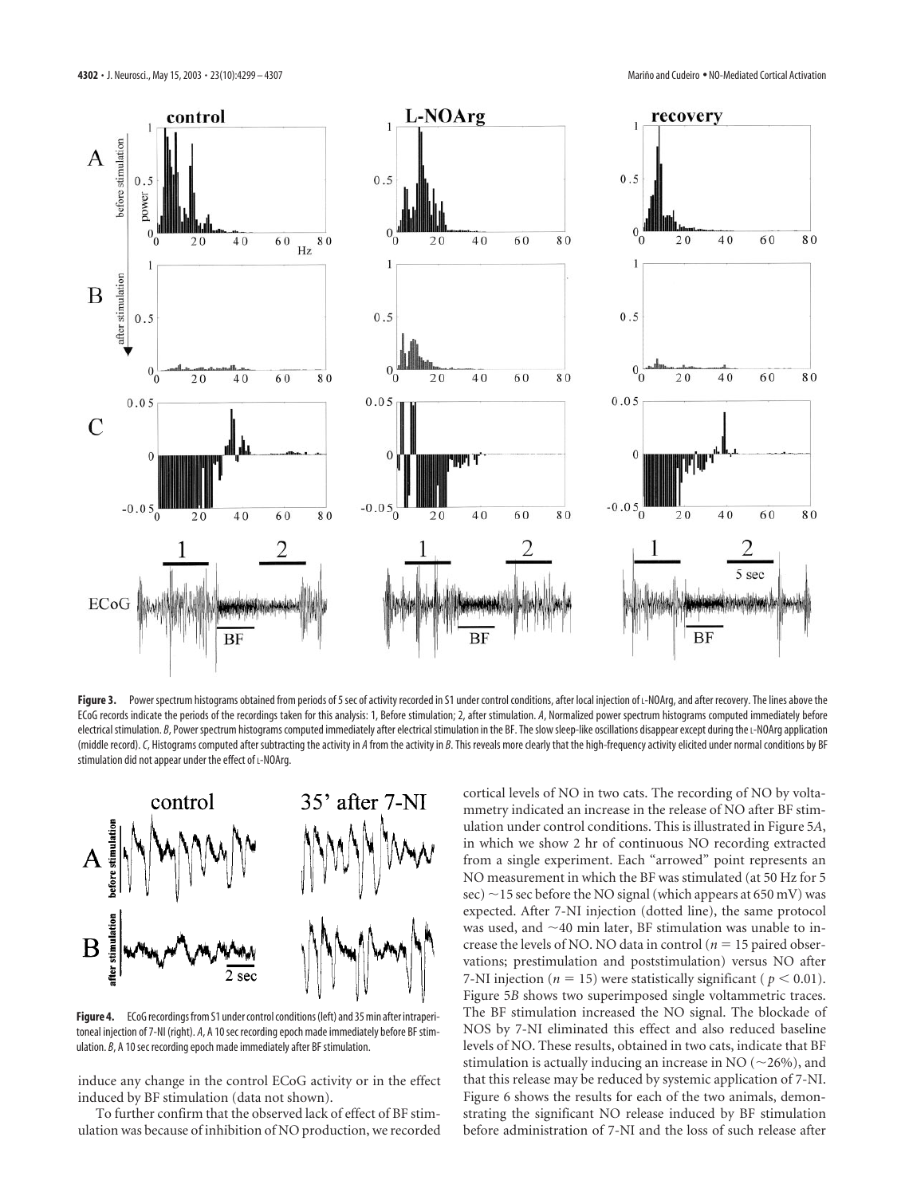**Figure 3.** Power spectrum histograms obtained from periods of 5 sec of activity recorded in S1 under control conditions, after local injection of L-NOArg, and after recovery. The lines above the ECoG records indicate the periods of the recordings taken for this analysis: 1, Before stimulation; 2, after stimulation. *A*, Normalized power spectrum histograms computed immediately before electrical stimulation. *B*, Power spectrum histograms computed immediately after electrical stimulation in the BF. The slow sleep-like oscillations disappear except during the L-NOArg application (middle record). *C*, Histograms computed after subtracting the activity in *A* from the activity in *B*. This reveals more clearly that the high-frequency activity elicited under normal conditions by BF stimulation did not appear under the effect of L-NOArg.

**Figure 4.** ECoG recordings from S1 under control conditions (left) and 35 min after intraperitoneal injection of 7-NI (right). *A*, A 10 sec recording epoch made immediately before BF stimulation. *B*, A 10 sec recording epoch made immediately after BF stimulation.

induce any change in the control ECoG activity or in the effect induced by BF stimulation (data not shown).

To further confirm that the observed lack of effect of BF stimulation was because of inhibition of NO production, we recorded cortical levels of NO in two cats. The recording of NO by voltammetry indicated an increase in the release of NO after BF stimulation under control conditions. This is illustrated in Figure 5*A*, in which we show 2 hr of continuous NO recording extracted from a single experiment. Each "arrowed" point represents an NO measurement in which the BF was stimulated (at 50 Hz for 5 sec) ~15 sec before the NO signal (which appears at 650 mV) was expected. After 7-NI injection (dotted line), the same protocol was used, and ~40 min later, BF stimulation was unable to increase the levels of NO. NO data in control ($n = 15$ paired observations; prestimulation and poststimulation) versus NO after 7-NI injection ($n = 15$) were statistically significant ($p < 0.01$). Figure 5*B* shows two superimposed single voltammetric traces. The BF stimulation increased the NO signal. The blockade of NOS by 7-NI eliminated this effect and also reduced baseline levels of NO. These results, obtained in two cats, indicate that BF stimulation is actually inducing an increase in NO (~26%), and that this release may be reduced by systemic application of 7-NI. Figure 6 shows the results for each of the two animals, demonstrating the significant NO release induced by BF stimulation before administration of 7-NI and the loss of such release after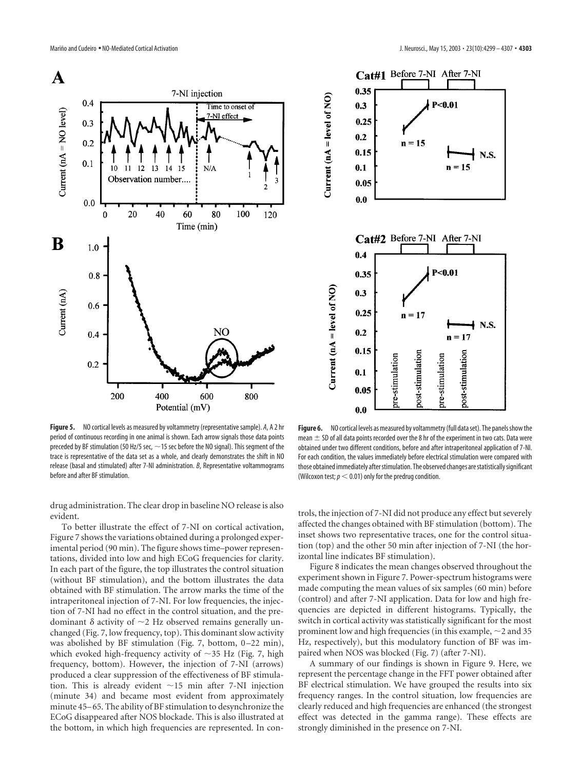**Figure 5.** NO cortical levels as measured by voltammetry (representative sample). *A*, A 2 hr period of continuous recording in one animal is shown. Each arrow signals those data points preceded by BF stimulation (50 Hz/5 sec, ~15 sec before the NO signal). This segment of the trace is representative of the data set as a whole, and clearly demonstrates the shift in NO release (basal and stimulated) after 7-NI administration. *B*, Representative voltammograms before and after BF stimulation.

**Figure 6.** NO cortical levels as measured by voltammetry (full data set). The panels show the mean ± SD of all data points recorded over the 8 hr of the experiment in two cats. Data were obtained under two different conditions, before and after intraperitoneal application of 7-NI. For each condition, the values immediately before electrical stimulation were compared with those obtained immediately after stimulation. The observed changes are statistically significant (Wilcoxon test; $p < 0.01$) only for the predrug condition.

drug administration. The clear drop in baseline NO release is also evident.

To better illustrate the effect of 7-NI on cortical activation, Figure 7 shows the variations obtained during a prolonged experimental period (90 min). The figure shows time–power representations, divided into low and high ECoG frequencies for clarity. In each part of the figure, the top illustrates the control situation (without BF stimulation), and the bottom illustrates the data obtained with BF stimulation. The arrow marks the time of the intraperitoneal injection of 7-NI. For low frequencies, the injection of 7-NI had no effect in the control situation, and the predominant δ activity of ~2 Hz observed remains generally unchanged (Fig. 7, low frequency, top). This dominant slow activity was abolished by BF stimulation (Fig. 7, bottom, 0–22 min), which evoked high-frequency activity of ~35 Hz (Fig. 7, high frequency, bottom). However, the injection of 7-NI (arrows) produced a clear suppression of the effectiveness of BF stimulation. This is already evident ~15 min after 7-NI injection (minute 34) and became most evident from approximately minute 45–65. The ability of BF stimulation to desynchronize the ECoG disappeared after NOS blockade. This is also illustrated at the bottom, in which high frequencies are represented. In controls, the injection of 7-NI did not produce any effect but severely affected the changes obtained with BF stimulation (bottom). The inset shows two representative traces, one for the control situation (top) and the other 50 min after injection of 7-NI (the horizontal line indicates BF stimulation).

Figure 8 indicates the mean changes observed throughout the experiment shown in Figure 7. Power-spectrum histograms were made computing the mean values of six samples (60 min) before (control) and after 7-NI application. Data for low and high frequencies are depicted in different histograms. Typically, the switch in cortical activity was statistically significant for the most prominent low and high frequencies (in this example, ~2 and 35 Hz, respectively), but this modulatory function of BF was impaired when NOS was blocked (Fig. 7) (after 7-NI).

A summary of our findings is shown in Figure 9. Here, we represent the percentage change in the FFT power obtained after BF electrical stimulation. We have grouped the results into six frequency ranges. In the control situation, low frequencies are clearly reduced and high frequencies are enhanced (the strongest effect was detected in the gamma range). These effects are strongly diminished in the presence on 7-NI.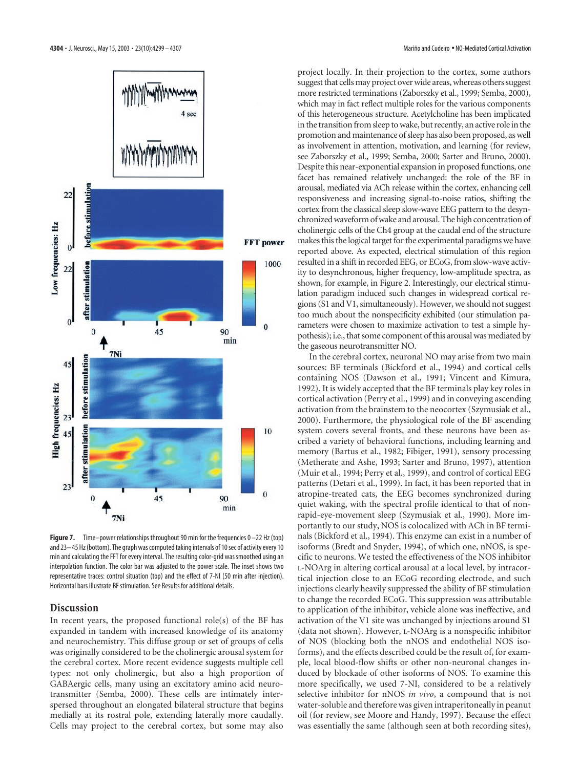**Figure 7.** Time–power relationships throughout 90 min for the frequencies 0–22 Hz (top) and 23–45 Hz (bottom). The graph was computed taking intervals of 10 sec of activity every 10 min and calculating the FFT for every interval. The resulting color-grid was smoothed using an interpolation function. The color bar was adjusted to the power scale. The inset shows two representative traces: control situation (top) and the effect of 7-NI (50 min after injection). Horizontal bars illustrate BF stimulation. See Results for additional details.

## Discussion

In recent years, the proposed functional role(s) of the BF has expanded in tandem with increased knowledge of its anatomy and neurochemistry. This diffuse group or set of groups of cells was originally considered to be the cholinergic arousal system for the cerebral cortex. More recent evidence suggests multiple cell types: not only cholinergic, but also a high proportion of GABAergic cells, many using an excitatory amino acid neurotransmitter (Semba, 2000). These cells are intimately interspersed throughout an elongated bilateral structure that begins medially at its rostral pole, extending laterally more caudally. Cells may project to the cerebral cortex, but some may also project locally. In their projection to the cortex, some authors suggest that cells may project over wide areas, whereas others suggest more restricted terminations (Zaborszky et al., 1999; Semba, 2000), which may in fact reflect multiple roles for the various components of this heterogeneous structure. Acetylcholine has been implicated in the transition from sleep to wake, but recently, an active role in the promotion and maintenance of sleep has also been proposed, as well as involvement in attention, motivation, and learning (for review, see Zaborszky et al., 1999; Semba, 2000; Sarter and Bruno, 2000). Despite this near-exponential expansion in proposed functions, one facet has remained relatively unchanged: the role of the BF in arousal, mediated via ACh release within the cortex, enhancing cell responsiveness and increasing signal-to-noise ratios, shifting the cortex from the classical sleep slow-wave EEG pattern to the desynchronized waveform of wake and arousal. The high concentration of cholinergic cells of the Ch4 group at the caudal end of the structure makes this the logical target for the experimental paradigms we have reported above. As expected, electrical stimulation of this region resulted in a shift in recorded EEG, or ECoG, from slow-wave activity to desynchronous, higher frequency, low-amplitude spectra, as shown, for example, in Figure 2. Interestingly, our electrical stimulation paradigm induced such changes in widespread cortical regions (S1 and V1, simultaneously). However, we should not suggest too much about the nonspecificity exhibited (our stimulation parameters were chosen to maximize activation to test a simple hypothesis); i.e., that some component of this arousal was mediated by the gaseous neurotransmitter NO.

In the cerebral cortex, neuronal NO may arise from two main sources: BF terminals (Bickford et al., 1994) and cortical cells containing NOS (Dawson et al., 1991; Vincent and Kimura, 1992). It is widely accepted that the BF terminals play key roles in cortical activation (Perry et al., 1999) and in conveying ascending activation from the brainstem to the neocortex (Szymusiak et al., 2000). Furthermore, the physiological role of the BF ascending system covers several fronts, and these neurons have been ascribed a variety of behavioral functions, including learning and memory (Bartus et al., 1982; Fibiger, 1991), sensory processing (Metherate and Ashe, 1993; Sarter and Bruno, 1997), attention (Muir et al., 1994; Perry et al., 1999), and control of cortical EEG patterns (Detari et al., 1999). In fact, it has been reported that in atropine-treated cats, the EEG becomes synchronized during quiet waking, with the spectral profile identical to that of non-rapid-eye-movement sleep (Szymusiak et al., 1990). More importantly to our study, NOS is colocalized with ACh in BF terminals (Bickford et al., 1994). This enzyme can exist in a number of isoforms (Bredt and Snyder, 1994), of which one, nNOS, is specific to neurons. We tested the effectiveness of the NOS inhibitor L-NOArg in altering cortical arousal at a local level, by intracortical injection close to an ECoG recording electrode, and such injections clearly heavily suppressed the ability of BF stimulation to change the recorded ECoG. This suppression was attributable to application of the inhibitor, vehicle alone was ineffective, and activation of the V1 site was unchanged by injections around S1 (data not shown). However, L-NOArg is a nonspecific inhibitor of NOS (blocking both the nNOS and endothelial NOS isoforms), and the effects described could be the result of, for example, local blood-flow shifts or other non-neuronal changes induced by blockade of other isoforms of NOS. To examine this more specifically, we used 7-NI, considered to be a relatively selective inhibitor for nNOS *in vivo*, a compound that is not water-soluble and therefore was given intraperitoneally in peanut oil (for review, see Moore and Handy, 1997). Because the effect was essentially the same (although seen at both recording sites),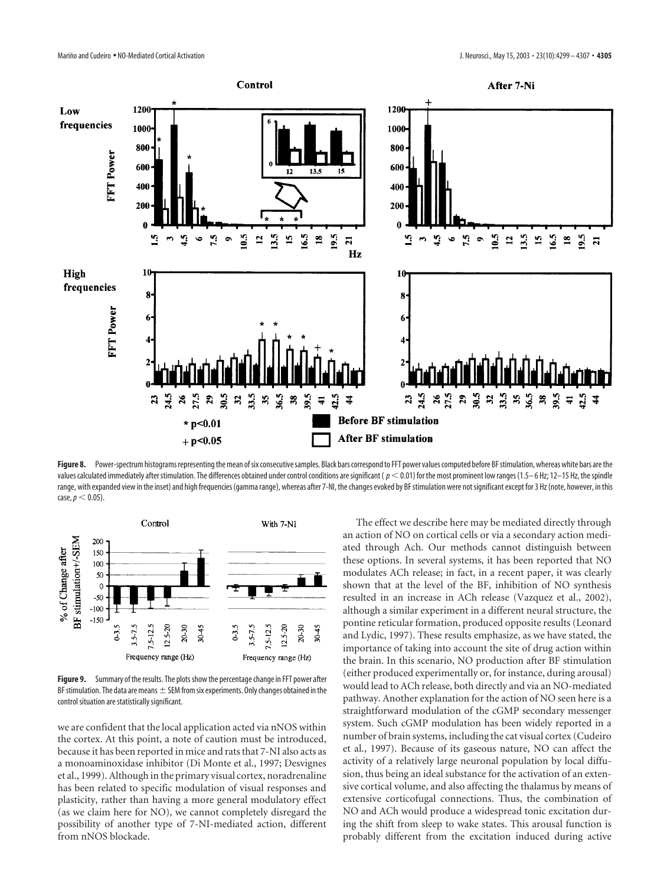**Figure 8.** Power-spectrum histograms representing the mean of six consecutive samples. Black bars correspond to FFT power values computed before BF stimulation, whereas white bars are the values calculated immediately after stimulation. The differences obtained under control conditions are significant ( $p < 0.01$) for the most prominent low ranges (1.5–6 Hz; 12–15 Hz, the spindle range, with expanded view in the inset) and high frequencies (gamma range), whereas after 7-NI, the changes evoked by BF stimulation were not significant except for 3 Hz (note, however, in this case, $p < 0.05$).

**Figure 9.** Summary of the results. The plots show the percentage change in FFT power after BF stimulation. The data are means ± SEM from six experiments. Only changes obtained in the control situation are statistically significant.

we are confident that the local application acted via nNOS within the cortex. At this point, a note of caution must be introduced, because it has been reported in mice and rats that 7-NI also acts as a monoaminoxidase inhibitor (Di Monte et al., 1997; Desvignes et al., 1999). Although in the primary visual cortex, noradrenaline has been related to specific modulation of visual responses and plasticity, rather than having a more general modulatory effect (as we claim here for NO), we cannot completely disregard the possibility of another type of 7-NI-mediated action, different from nNOS blockade.

The effect we describe here may be mediated directly through an action of NO on cortical cells or via a secondary action mediated through Ach. Our methods cannot distinguish between these options. In several systems, it has been reported that NO modulates ACh release; in fact, in a recent paper, it was clearly shown that at the level of the BF, inhibition of NO synthesis resulted in an increase in ACh release (Vazquez et al., 2002), although a similar experiment in a different neural structure, the pontine reticular formation, produced opposite results (Leonard and Lydic, 1997). These results emphasize, as we have stated, the importance of taking into account the site of drug action within the brain. In this scenario, NO production after BF stimulation (either produced experimentally or, for instance, during arousal) would lead to ACh release, both directly and via an NO-mediated pathway. Another explanation for the action of NO seen here is a straightforward modulation of the cGMP secondary messenger system. Such cGMP modulation has been widely reported in a number of brain systems, including the cat visual cortex (Cudeiro et al., 1997). Because of its gaseous nature, NO can affect the activity of a relatively large neuronal population by local diffusion, thus being an ideal substance for the activation of an extensive cortical volume, and also affecting the thalamus by means of extensive corticofugal connections. Thus, the combination of NO and ACh would produce a widespread tonic excitation during the shift from sleep to wake states. This arousal function is probably different from the excitation induced during active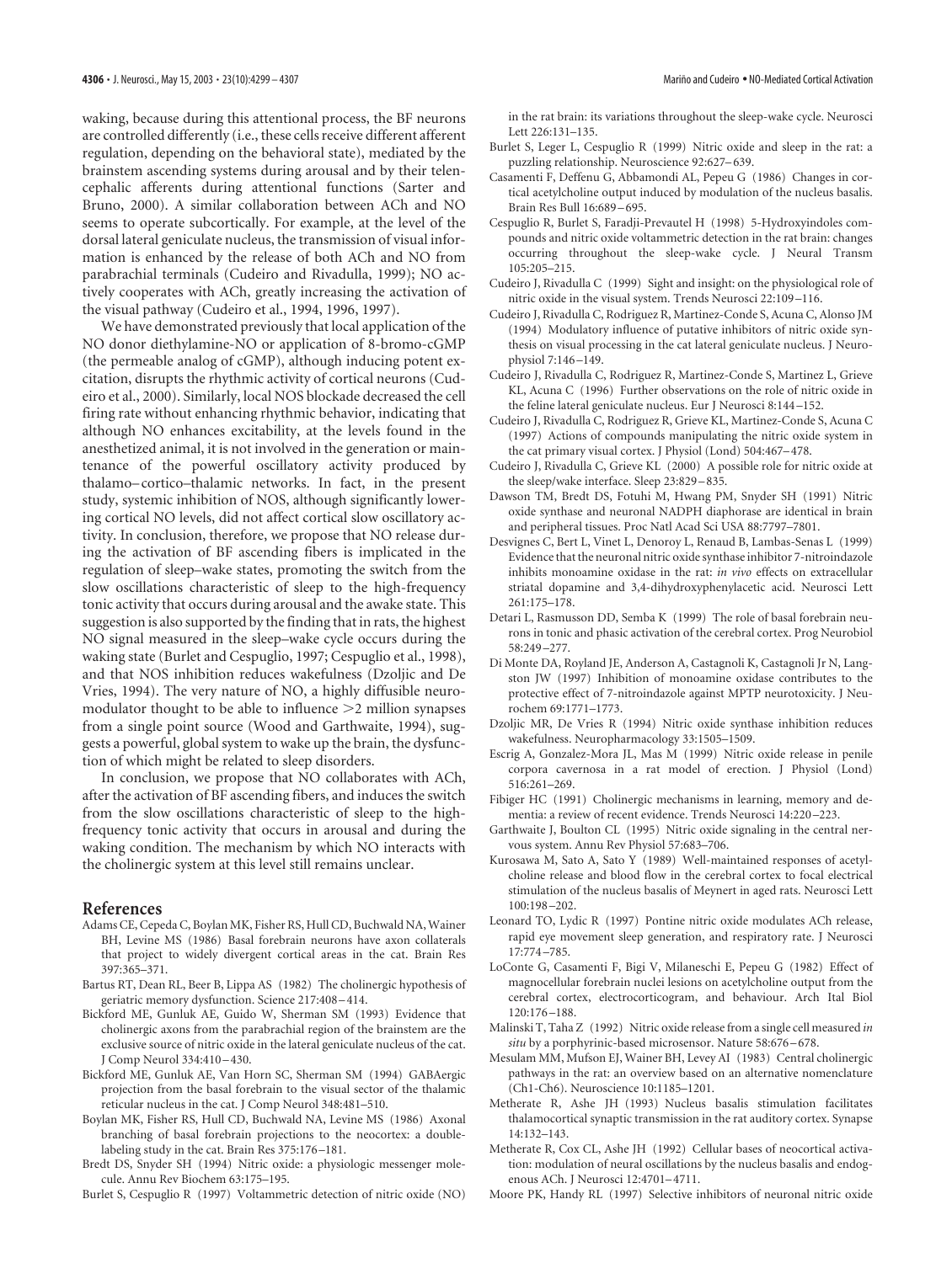waking, because during this attentional process, the BF neurons are controlled differently (i.e., these cells receive different afferent regulation, depending on the behavioral state), mediated by the brainstem ascending systems during arousal and by their telencephalic afferents during attentional functions (Sarter and Bruno, 2000). A similar collaboration between ACh and NO seems to operate subcortically. For example, at the level of the dorsal lateral geniculate nucleus, the transmission of visual information is enhanced by the release of both ACh and NO from parabrachial terminals (Cudeiro and Rivadulla, 1999); NO actively cooperates with ACh, greatly increasing the activation of the visual pathway (Cudeiro et al., 1994, 1996, 1997).

We have demonstrated previously that local application of the NO donor diethylamine-NO or application of 8-bromo-cGMP (the permeable analog of cGMP), although inducing potent excitation, disrupts the rhythmic activity of cortical neurons (Cudeiro et al., 2000). Similarly, local NOS blockade decreased the cell firing rate without enhancing rhythmic behavior, indicating that although NO enhances excitability, at the levels found in the anesthetized animal, it is not involved in the generation or maintenance of the powerful oscillatory activity produced by thalamo–cortico–thalamic networks. In fact, in the present study, systemic inhibition of NOS, although significantly lowering cortical NO levels, did not affect cortical slow oscillatory activity. In conclusion, therefore, we propose that NO release during the activation of BF ascending fibers is implicated in the regulation of sleep–wake states, promoting the switch from the slow oscillations characteristic of sleep to the high-frequency tonic activity that occurs during arousal and the awake state. This suggestion is also supported by the finding that in rats, the highest NO signal measured in the sleep–wake cycle occurs during the waking state (Burlet and Cespuglio, 1997; Cespuglio et al., 1998), and that NOS inhibition reduces wakefulness (Dzoljic and De Vries, 1994). The very nature of NO, a highly diffusible neuromodulator thought to be able to influence >2 million synapses from a single point source (Wood and Garthwaite, 1994), suggests a powerful, global system to wake up the brain, the dysfunction of which might be related to sleep disorders.

In conclusion, we propose that NO collaborates with ACh, after the activation of BF ascending fibers, and induces the switch from the slow oscillations characteristic of sleep to the high-frequency tonic activity that occurs in arousal and during the waking condition. The mechanism by which NO interacts with the cholinergic system at this level still remains unclear.

## References

Adams CE, Cepeda C, Boylan MK, Fisher RS, Hull CD, Buchwald NA, Wainer BH, Levine MS (1986) Basal forebrain neurons have axon collaterals that project to widely divergent cortical areas in the cat. Brain Res 397:365–371.

Bartus RT, Dean RL, Beer B, Lippa AS (1982) The cholinergic hypothesis of geriatric memory dysfunction. Science 217:408–414.

Bickford ME, Gunluk AE, Guido W, Sherman SM (1993) Evidence that cholinergic axons from the parabrachial region of the brainstem are the exclusive source of nitric oxide in the lateral geniculate nucleus of the cat. J Comp Neurol 334:410–430.

Bickford ME, Gunluk AE, Van Horn SC, Sherman SM (1994) GABAergic projection from the basal forebrain to the visual sector of the thalamic reticular nucleus in the cat. J Comp Neurol 348:481–510.

Boylan MK, Fisher RS, Hull CD, Buchwald NA, Levine MS (1986) Axonal branching of basal forebrain projections to the neocortex: a double-labeling study in the cat. Brain Res 375:176–181.

Bredt DS, Snyder SH (1994) Nitric oxide: a physiologic messenger molecule. Annu Rev Biochem 63:175–195.

Burlet S, Cespuglio R (1997) Voltammetric detection of nitric oxide (NO) in the rat brain: its variations throughout the sleep-wake cycle. Neurosci Lett 226:131–135.

Burlet S, Leger L, Cespuglio R (1999) Nitric oxide and sleep in the rat: a puzzling relationship. Neuroscience 92:627–639.

Casamenti F, Deffenu G, Abbamondi AL, Pepeu G (1986) Changes in cortical acetylcholine output induced by modulation of the nucleus basalis. Brain Res Bull 16:689–695.

Cespuglio R, Burlet S, Faradji-Prevautel H (1998) 5-Hydroxyindoles compounds and nitric oxide voltammetric detection in the rat brain: changes occurring throughout the sleep-wake cycle. J Neural Transm 105:205–215.

Cudeiro J, Rivadulla C (1999) Sight and insight: on the physiological role of nitric oxide in the visual system. Trends Neurosci 22:109–116.

Cudeiro J, Rivadulla C, Rodriguez R, Martinez-Conde S, Acuna C, Alonso JM (1994) Modulatory influence of putative inhibitors of nitric oxide synthesis on visual processing in the cat lateral geniculate nucleus. J Neurophysiol 7:146–149.

Cudeiro J, Rivadulla C, Rodriguez R, Martinez-Conde S, Martinez L, Grieve KL, Acuna C (1996) Further observations on the role of nitric oxide in the feline lateral geniculate nucleus. Eur J Neurosci 8:144–152.

Cudeiro J, Rivadulla C, Rodriguez R, Grieve KL, Martinez-Conde S, Acuna C (1997) Actions of compounds manipulating the nitric oxide system in the cat primary visual cortex. J Physiol (Lond) 504:467–478.

Cudeiro J, Rivadulla C, Grieve KL (2000) A possible role for nitric oxide at the sleep/wake interface. Sleep 23:829–835.

Dawson TM, Bredt DS, Fotuhi M, Hwang PM, Snyder SH (1991) Nitric oxide synthase and neuronal NADPH diaphorase are identical in brain and peripheral tissues. Proc Natl Acad Sci USA 88:7797–7801.

Desvignes C, Bert L, Vinet L, Denoroy L, Renaud B, Lambas-Senas L (1999) Evidence that the neuronal nitric oxide synthase inhibitor 7-nitroindazole inhibits monoamine oxidase in the rat: *in vivo* effects on extracellular striatal dopamine and 3,4-dihydroxyphenylacetic acid. Neurosci Lett 261:175–178.

Detari L, Rasmusson DD, Semba K (1999) The role of basal forebrain neurons in tonic and phasic activation of the cerebral cortex. Prog Neurobiol 58:249–277.

Di Monte DA, Royland JE, Anderson A, Castagnoli K, Castagnoli Jr N, Langston JW (1997) Inhibition of monoamine oxidase contributes to the protective effect of 7-nitroindazole against MPTP neurotoxicity. J Neurochem 69:1771–1773.

Dzoljic MR, De Vries R (1994) Nitric oxide synthase inhibition reduces wakefulness. Neuropharmacology 33:1505–1509.

Escrig A, Gonzalez-Mora JL, Mas M (1999) Nitric oxide release in penile corpora cavernosa in a rat model of erection. J Physiol (Lond) 516:261–269.

Fibiger HC (1991) Cholinergic mechanisms in learning, memory and dementia: a review of recent evidence. Trends Neurosci 14:220–223.

Garthwaite J, Boulton CL (1995) Nitric oxide signaling in the central nervous system. Annu Rev Physiol 57:683–706.

Kurosawa M, Sato A, Sato Y (1989) Well-maintained responses of acetylcholine release and blood flow in the cerebral cortex to focal electrical stimulation of the nucleus basalis of Meynert in aged rats. Neurosci Lett 100:198–202.

Leonard TO, Lydic R (1997) Pontine nitric oxide modulates ACh release, rapid eye movement sleep generation, and respiratory rate. J Neurosci 17:774–785.

LoConte G, Casamenti F, Bigi V, Milaneschi E, Pepeu G (1982) Effect of magnocellular forebrain nuclei lesions on acetylcholine output from the cerebral cortex, electrocorticogram, and behaviour. Arch Ital Biol 120:176–188.

Malinski T, Taha Z (1992) Nitric oxide release from a single cell measured *in situ* by a porphyrinic-based microsensor. Nature 58:676–678.

Mesulam MM, Mufson EJ, Wainer BH, Levey AI (1983) Central cholinergic pathways in the rat: an overview based on an alternative nomenclature (Ch1-Ch6). Neuroscience 10:1185–1201.

Metherate R, Ashe JH (1993) Nucleus basalis stimulation facilitates thalamocortical synaptic transmission in the rat auditory cortex. Synapse 14:132–143.

Metherate R, Cox CL, Ashe JH (1992) Cellular bases of neocortical activation: modulation of neural oscillations by the nucleus basalis and endogenous ACh. J Neurosci 12:4701–4711.

Moore PK, Handy RL (1997) Selective inhibitors of neuronal nitric oxide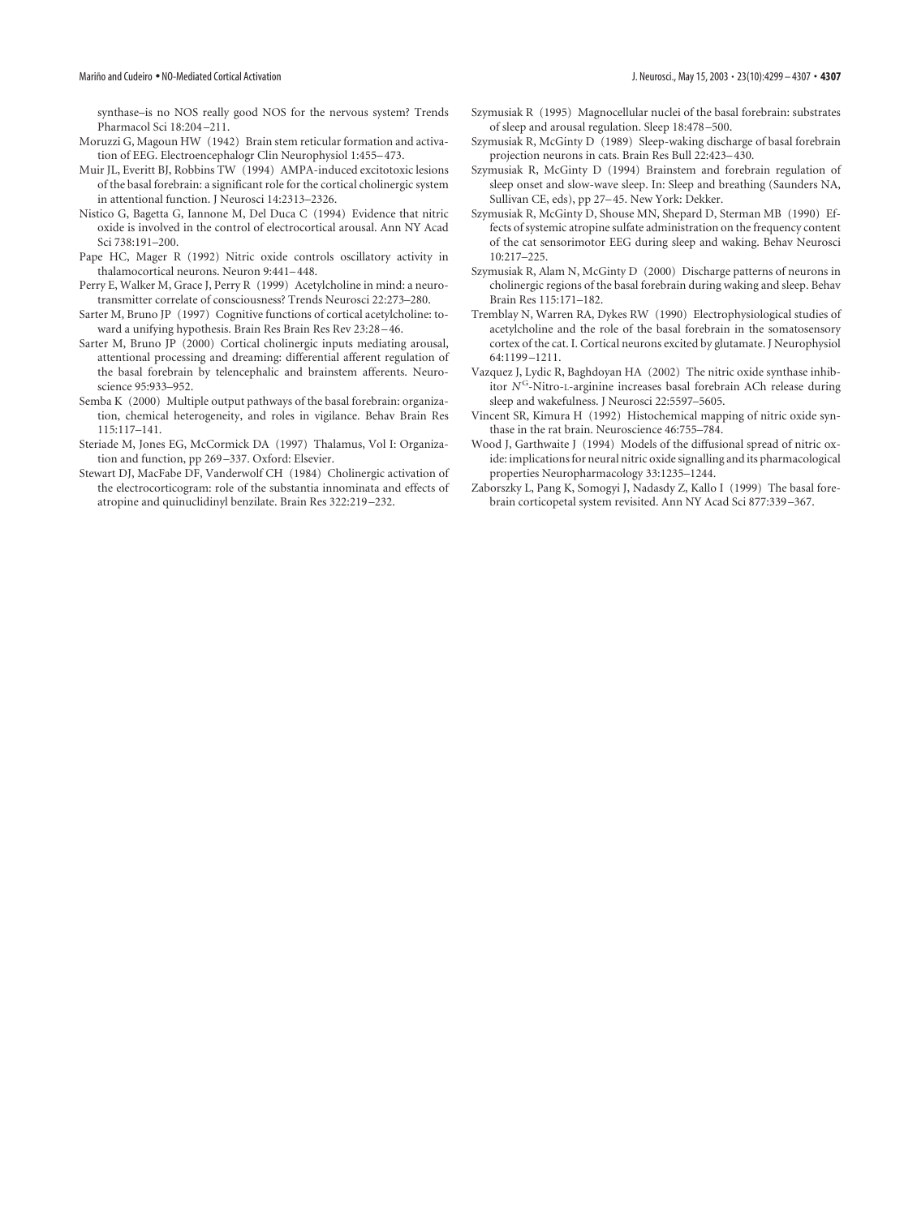synthase–is no NOS really good NOS for the nervous system? Trends Pharmacol Sci 18:204–211.

Moruzzi G, Magoun HW (1942) Brain stem reticular formation and activation of EEG. Electroencephalogr Clin Neurophysiol 1:455–473.

Muir JL, Everitt BJ, Robbins TW (1994) AMPA-induced excitotoxic lesions of the basal forebrain: a significant role for the cortical cholinergic system in attentional function. J Neurosci 14:2313–2326.

Nistico G, Bagetta G, Iannone M, Del Duca C (1994) Evidence that nitric oxide is involved in the control of electrocortical arousal. Ann NY Acad Sci 738:191–200.

Pape HC, Mager R (1992) Nitric oxide controls oscillatory activity in thalamocortical neurons. Neuron 9:441–448.

Perry E, Walker M, Grace J, Perry R (1999) Acetylcholine in mind: a neurotransmitter correlate of consciousness? Trends Neurosci 22:273–280.

Sarter M, Bruno JP (1997) Cognitive functions of cortical acetylcholine: toward a unifying hypothesis. Brain Res Brain Res Rev 23:28–46.

Sarter M, Bruno JP (2000) Cortical cholinergic inputs mediating arousal, attentional processing and dreaming: differential afferent regulation of the basal forebrain by telencephalic and brainstem afferents. Neuroscience 95:933–952.

Semba K (2000) Multiple output pathways of the basal forebrain: organization, chemical heterogeneity, and roles in vigilance. Behav Brain Res 115:117–141.

Steriade M, Jones EG, McCormick DA (1997) Thalamus, Vol I: Organization and function, pp 269–337. Oxford: Elsevier.

Stewart DJ, MacFabe DF, Vanderwolf CH (1984) Cholinergic activation of the electrocorticogram: role of the substantia innominata and effects of atropine and quinuclidinyl benzilate. Brain Res 322:219–232.

Szymusiak R (1995) Magnocellular nuclei of the basal forebrain: substrates of sleep and arousal regulation. Sleep 18:478–500.

Szymusiak R, McGinty D (1989) Sleep-waking discharge of basal forebrain projection neurons in cats. Brain Res Bull 22:423–430.

Szymusiak R, McGinty D (1994) Brainstem and forebrain regulation of sleep onset and slow-wave sleep. In: Sleep and breathing (Saunders NA, Sullivan CE, eds), pp 27–45. New York: Dekker.

Szymusiak R, McGinty D, Shouse MN, Shepard D, Sterman MB (1990) Effects of systemic atropine sulfate administration on the frequency content of the cat sensorimotor EEG during sleep and waking. Behav Neurosci 10:217–225.

Szymusiak R, Alam N, McGinty D (2000) Discharge patterns of neurons in cholinergic regions of the basal forebrain during waking and sleep. Behav Brain Res 115:171–182.

Tremblay N, Warren RA, Dykes RW (1990) Electrophysiological studies of acetylcholine and the role of the basal forebrain in the somatosensory cortex of the cat. I. Cortical neurons excited by glutamate. J Neurophysiol 64:1199–1211.

Vazquez J, Lydic R, Baghdoyan HA (2002) The nitric oxide synthase inhibitor $N^{G}$-Nitro-L-arginine increases basal forebrain ACh release during sleep and wakefulness. J Neurosci 22:5597–5605.

Vincent SR, Kimura H (1992) Histochemical mapping of nitric oxide synthase in the rat brain. Neuroscience 46:755–784.

Wood J, Garthwaite J (1994) Models of the diffusional spread of nitric oxide: implications for neural nitric oxide signalling and its pharmacological properties Neuropharmacology 33:1235–1244.

Zaborszky L, Pang K, Somogyi J, Nadasdy Z, Kallo I (1999) The basal forebrain corticopetal system revisited. Ann NY Acad Sci 877:339–367.